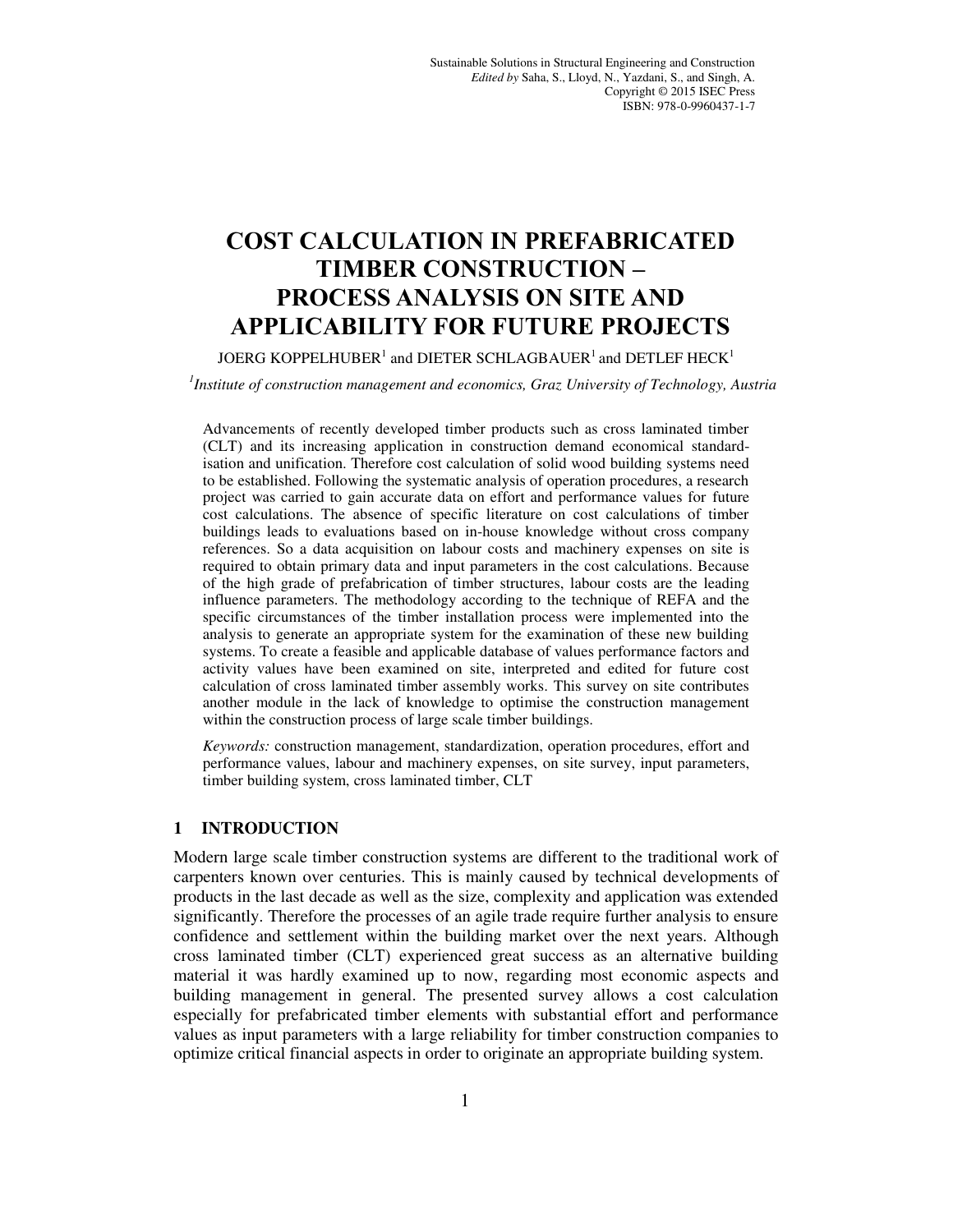# COST CALCULATION IN PREFABRICATED TIMBER CONSTRUCTION – PROCESS ANALYSIS ON SITE AND APPLICABILITY FOR FUTURE PROJECTS

JOERG KOPPELHUBER[1] and DIETER SCHLAGBAUER[1] and DETLEF HECK[1]

[1] *Institute of construction management and economics, Graz University of Technology, Austria*

Advancements of recently developed timber products such as cross laminated timber (CLT) and its increasing application in construction demand economical standardisation and unification. Therefore cost calculation of solid wood building systems need to be established. Following the systematic analysis of operation procedures, a research project was carried to gain accurate data on effort and performance values for future cost calculations. The absence of specific literature on cost calculations of timber buildings leads to evaluations based on in-house knowledge without cross company references. So a data acquisition on labour costs and machinery expenses on site is required to obtain primary data and input parameters in the cost calculations. Because of the high grade of prefabrication of timber structures, labour costs are the leading influence parameters. The methodology according to the technique of REFA and the specific circumstances of the timber installation process were implemented into the analysis to generate an appropriate system for the examination of these new building systems. To create a feasible and applicable database of values performance factors and activity values have been examined on site, interpreted and edited for future cost calculation of cross laminated timber assembly works. This survey on site contributes another module in the lack of knowledge to optimise the construction management within the construction process of large scale timber buildings.

*Keywords:* construction management, standardization, operation procedures, effort and performance values, labour and machinery expenses, on site survey, input parameters, timber building system, cross laminated timber, CLT

## 1 INTRODUCTION

Modern large scale timber construction systems are different to the traditional work of carpenters known over centuries. This is mainly caused by technical developments of products in the last decade as well as the size, complexity and application was extended significantly. Therefore the processes of an agile trade require further analysis to ensure confidence and settlement within the building market over the next years. Although cross laminated timber (CLT) experienced great success as an alternative building material it was hardly examined up to now, regarding most economic aspects and building management in general. The presented survey allows a cost calculation especially for prefabricated timber elements with substantial effort and performance values as input parameters with a large reliability for timber construction companies to optimize critical financial aspects in order to originate an appropriate building system.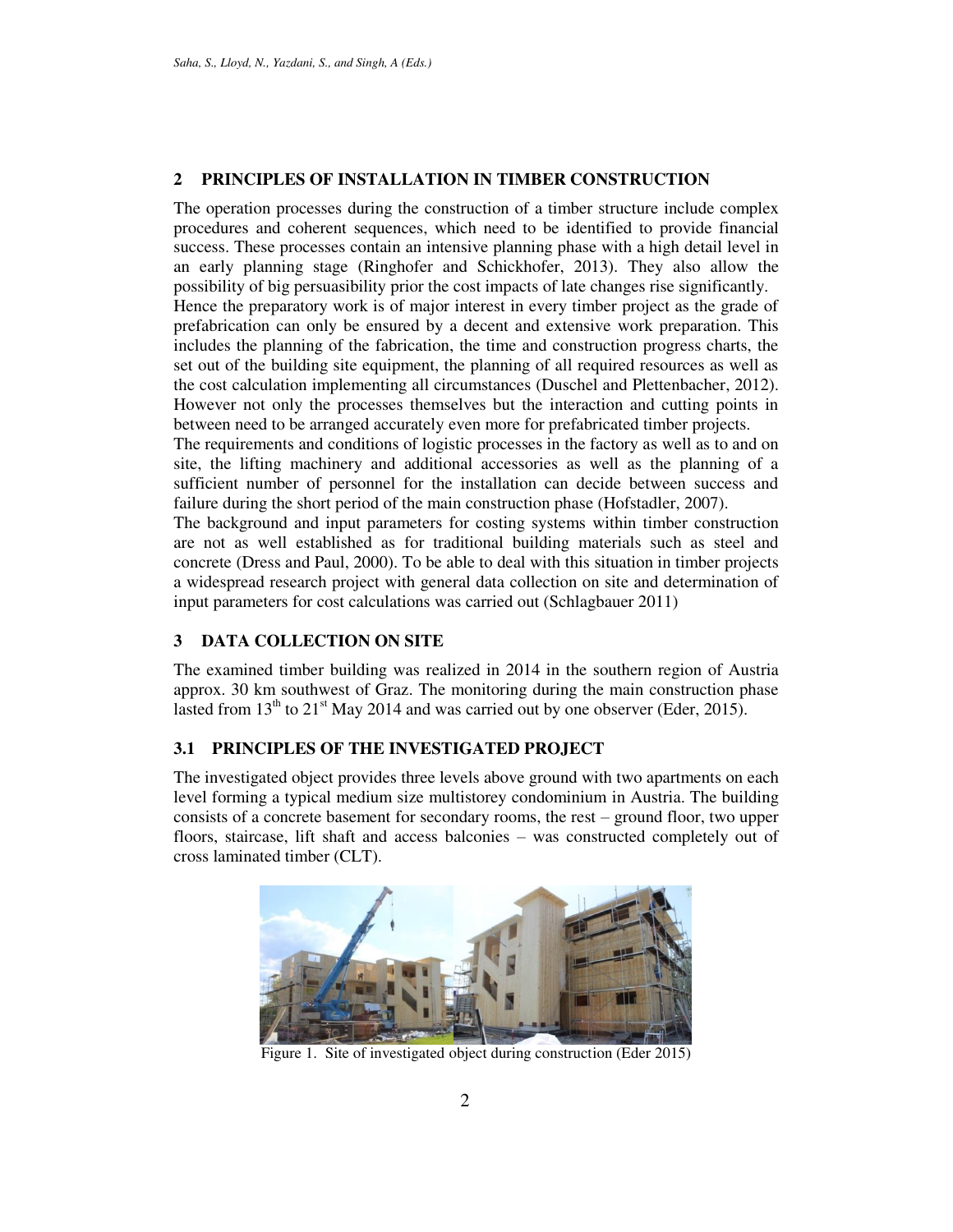## 2 PRINCIPLES OF INSTALLATION IN TIMBER CONSTRUCTION

The operation processes during the construction of a timber structure include complex procedures and coherent sequences, which need to be identified to provide financial success. These processes contain an intensive planning phase with a high detail level in an early planning stage (Ringhofer and Schickhofer, 2013). They also allow the possibility of big persuasibility prior the cost impacts of late changes rise significantly.
Hence the preparatory work is of major interest in every timber project as the grade of prefabrication can only be ensured by a decent and extensive work preparation. This includes the planning of the fabrication, the time and construction progress charts, the set out of the building site equipment, the planning of all required resources as well as the cost calculation implementing all circumstances (Duschel and Plettenbacher, 2012). However not only the processes themselves but the interaction and cutting points in between need to be arranged accurately even more for prefabricated timber projects.
The requirements and conditions of logistic processes in the factory as well as to and on site, the lifting machinery and additional accessories as well as the planning of a sufficient number of personnel for the installation can decide between success and failure during the short period of the main construction phase (Hofstadler, 2007).
The background and input parameters for costing systems within timber construction are not as well established as for traditional building materials such as steel and concrete (Dress and Paul, 2000). To be able to deal with this situation in timber projects a widespread research project with general data collection on site and determination of input parameters for cost calculations was carried out (Schlagbauer 2011)

## 3 DATA COLLECTION ON SITE

The examined timber building was realized in 2014 in the southern region of Austria approx. 30 km southwest of Graz. The monitoring during the main construction phase lasted from 13th to 21st May 2014 and was carried out by one observer (Eder, 2015).

### 3.1 PRINCIPLES OF THE INVESTIGATED PROJECT

The investigated object provides three levels above ground with two apartments on each level forming a typical medium size multistorey condominium in Austria. The building consists of a concrete basement for secondary rooms, the rest – ground floor, two upper floors, staircase, lift shaft and access balconies – was constructed completely out of cross laminated timber (CLT).

Figure 1. Site of investigated object during construction (Eder 2015)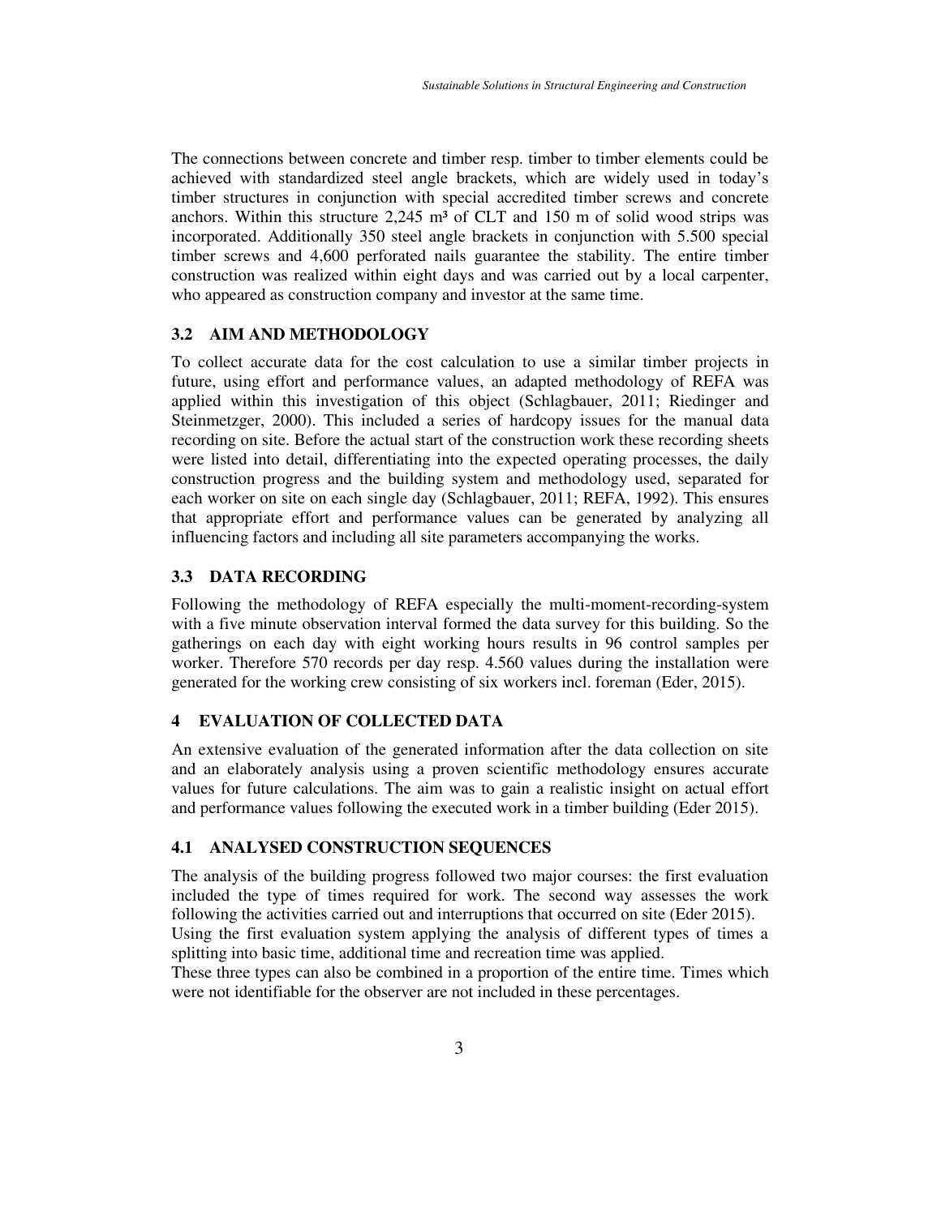The connections between concrete and timber resp. timber to timber elements could be achieved with standardized steel angle brackets, which are widely used in today's timber structures in conjunction with special accredited timber screws and concrete anchors. Within this structure 2,245 m³ of CLT and 150 m of solid wood strips was incorporated. Additionally 350 steel angle brackets in conjunction with 5.500 special timber screws and 4,600 perforated nails guarantee the stability. The entire timber construction was realized within eight days and was carried out by a local carpenter, who appeared as construction company and investor at the same time.

### 3.2 AIM AND METHODOLOGY

To collect accurate data for the cost calculation to use a similar timber projects in future, using effort and performance values, an adapted methodology of REFA was applied within this investigation of this object (Schlagbauer, 2011; Riedinger and Steinmetzger, 2000). This included a series of hardcopy issues for the manual data recording on site. Before the actual start of the construction work these recording sheets were listed into detail, differentiating into the expected operating processes, the daily construction progress and the building system and methodology used, separated for each worker on site on each single day (Schlagbauer, 2011; REFA, 1992). This ensures that appropriate effort and performance values can be generated by analyzing all influencing factors and including all site parameters accompanying the works.

### 3.3 DATA RECORDING

Following the methodology of REFA especially the multi-moment-recording-system with a five minute observation interval formed the data survey for this building. So the gatherings on each day with eight working hours results in 96 control samples per worker. Therefore 570 records per day resp. 4.560 values during the installation were generated for the working crew consisting of six workers incl. foreman (Eder, 2015).

## 4 EVALUATION OF COLLECTED DATA

An extensive evaluation of the generated information after the data collection on site and an elaborately analysis using a proven scientific methodology ensures accurate values for future calculations. The aim was to gain a realistic insight on actual effort and performance values following the executed work in a timber building (Eder 2015).

### 4.1 ANALYSED CONSTRUCTION SEQUENCES

The analysis of the building progress followed two major courses: the first evaluation included the type of times required for work. The second way assesses the work following the activities carried out and interruptions that occurred on site (Eder 2015).
Using the first evaluation system applying the analysis of different types of times a splitting into basic time, additional time and recreation time was applied.
These three types can also be combined in a proportion of the entire time. Times which were not identifiable for the observer are not included in these percentages.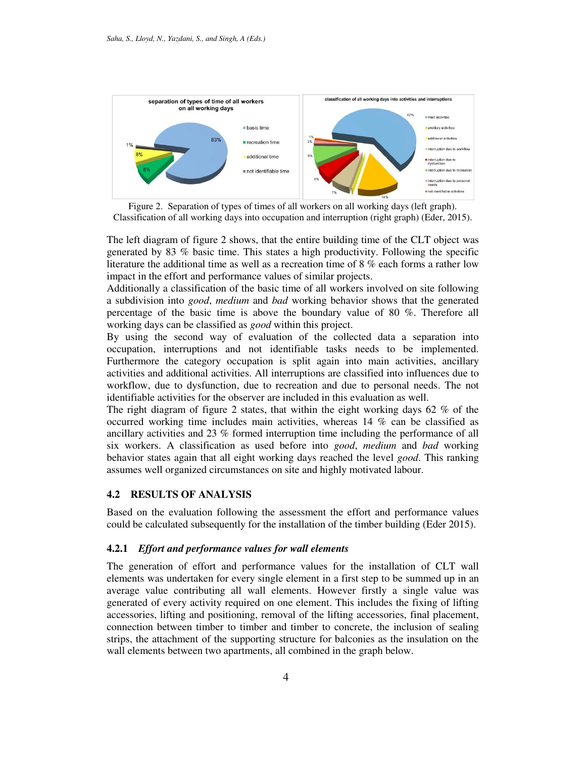Figure 2. Separation of types of times of all workers on all working days (left graph). Classification of all working days into occupation and interruption (right graph) (Eder, 2015).

The left diagram of figure 2 shows, that the entire building time of the CLT object was generated by 83 % basic time. This states a high productivity. Following the specific literature the additional time as well as a recreation time of 8 % each forms a rather low impact in the effort and performance values of similar projects.

Additionally a classification of the basic time of all workers involved on site following a subdivision into *good*, *medium* and *bad* working behavior shows that the generated percentage of the basic time is above the boundary value of 80 %. Therefore all working days can be classified as *good* within this project.

By using the second way of evaluation of the collected data a separation into occupation, interruptions and not identifiable tasks needs to be implemented. Furthermore the category occupation is split again into main activities, ancillary activities and additional activities. All interruptions are classified into influences due to workflow, due to dysfunction, due to recreation and due to personal needs. The not identifiable activities for the observer are included in this evaluation as well.

The right diagram of figure 2 states, that within the eight working days 62 % of the occurred working time includes main activities, whereas 14 % can be classified as ancillary activities and 23 % formed interruption time including the performance of all six workers. A classification as used before into *good*, *medium* and *bad* working behavior states again that all eight working days reached the level *good*. This ranking assumes well organized circumstances on site and highly motivated labour.

## 4.2 RESULTS OF ANALYSIS

Based on the evaluation following the assessment the effort and performance values could be calculated subsequently for the installation of the timber building (Eder 2015).

### 4.2.1 *Effort and performance values for wall elements*

The generation of effort and performance values for the installation of CLT wall elements was undertaken for every single element in a first step to be summed up in an average value contributing all wall elements. However firstly a single value was generated of every activity required on one element. This includes the fixing of lifting accessories, lifting and positioning, removal of the lifting accessories, final placement, connection between timber to timber and timber to concrete, the inclusion of sealing strips, the attachment of the supporting structure for balconies as the insulation on the wall elements between two apartments, all combined in the graph below.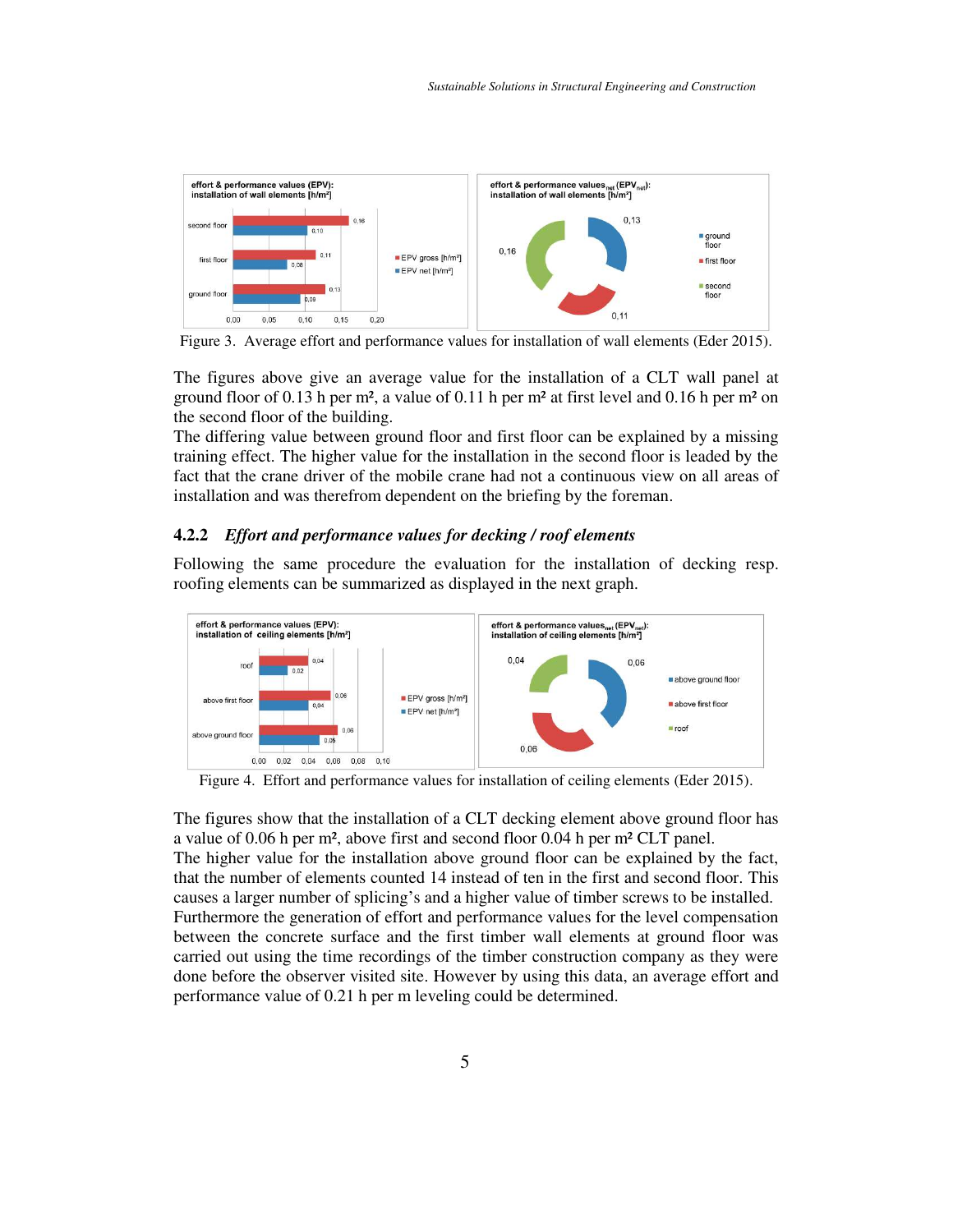Figure 3. Average effort and performance values for installation of wall elements (Eder 2015).

The figures above give an average value for the installation of a CLT wall panel at ground floor of 0.13 h per m², a value of 0.11 h per m² at first level and 0.16 h per m² on the second floor of the building.
The differing value between ground floor and first floor can be explained by a missing training effect. The higher value for the installation in the second floor is leaded by the fact that the crane driver of the mobile crane had not a continuous view on all areas of installation and was therefrom dependent on the briefing by the foreman.

### 4.2.2 *Effort and performance values for decking / roof elements*

Following the same procedure the evaluation for the installation of decking resp. roofing elements can be summarized as displayed in the next graph.

Figure 4. Effort and performance values for installation of ceiling elements (Eder 2015).

The figures show that the installation of a CLT decking element above ground floor has a value of 0.06 h per m², above first and second floor 0.04 h per m² CLT panel.
The higher value for the installation above ground floor can be explained by the fact, that the number of elements counted 14 instead of ten in the first and second floor. This causes a larger number of splicing's and a higher value of timber screws to be installed.
Furthermore the generation of effort and performance values for the level compensation between the concrete surface and the first timber wall elements at ground floor was carried out using the time recordings of the timber construction company as they were done before the observer visited site. However by using this data, an average effort and performance value of 0.21 h per m leveling could be determined.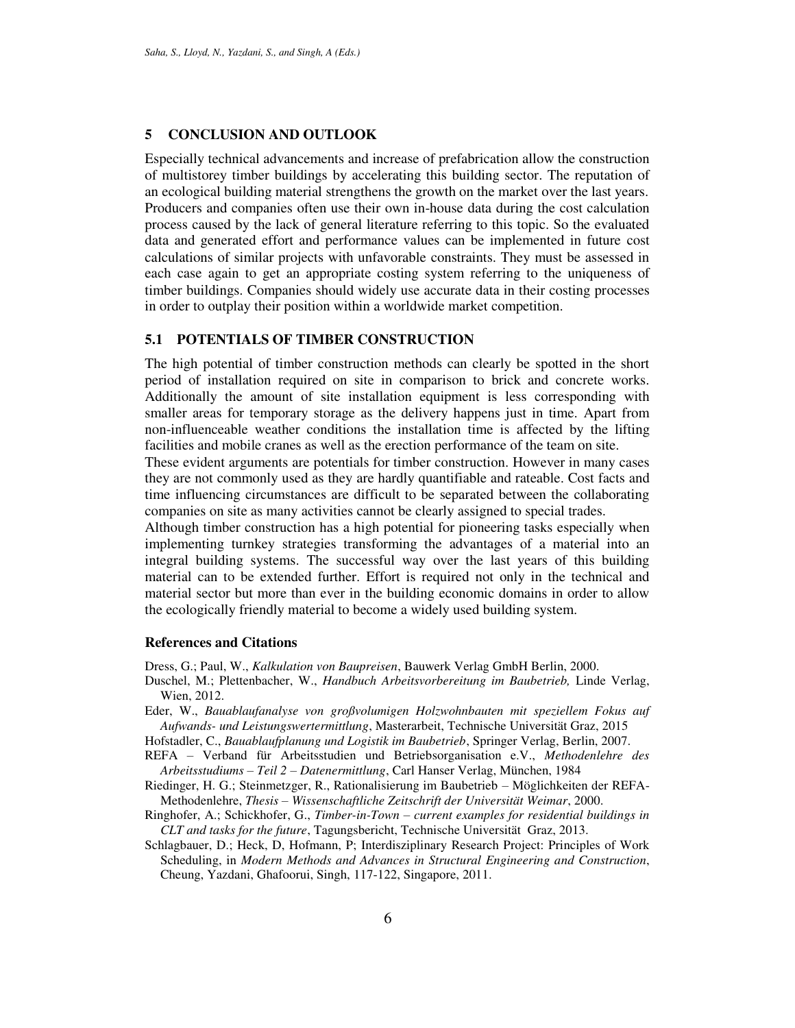## 5 CONCLUSION AND OUTLOOK

Especially technical advancements and increase of prefabrication allow the construction of multistorey timber buildings by accelerating this building sector. The reputation of an ecological building material strengthens the growth on the market over the last years. Producers and companies often use their own in-house data during the cost calculation process caused by the lack of general literature referring to this topic. So the evaluated data and generated effort and performance values can be implemented in future cost calculations of similar projects with unfavorable constraints. They must be assessed in each case again to get an appropriate costing system referring to the uniqueness of timber buildings. Companies should widely use accurate data in their costing processes in order to outplay their position within a worldwide market competition.

### 5.1 POTENTIALS OF TIMBER CONSTRUCTION

The high potential of timber construction methods can clearly be spotted in the short period of installation required on site in comparison to brick and concrete works. Additionally the amount of site installation equipment is less corresponding with smaller areas for temporary storage as the delivery happens just in time. Apart from non-influenceable weather conditions the installation time is affected by the lifting facilities and mobile cranes as well as the erection performance of the team on site.

These evident arguments are potentials for timber construction. However in many cases they are not commonly used as they are hardly quantifiable and rateable. Cost facts and time influencing circumstances are difficult to be separated between the collaborating companies on site as many activities cannot be clearly assigned to special trades.

Although timber construction has a high potential for pioneering tasks especially when implementing turnkey strategies transforming the advantages of a material into an integral building systems. The successful way over the last years of this building material can to be extended further. Effort is required not only in the technical and material sector but more than ever in the building economic domains in order to allow the ecologically friendly material to become a widely used building system.

#### References and Citations

Dress, G.; Paul, W., *Kalkulation von Baupreisen*, Bauwerk Verlag GmbH Berlin, 2000.

Duschel, M.; Plettenbacher, W., *Handbuch Arbeitsvorbereitung im Baubetrieb,* Linde Verlag, Wien, 2012.

Eder, W., *Bauablaufanalyse von großvolumigen Holzwohnbauten mit speziellem Fokus auf Aufwands- und Leistungswertermittlung*, Masterarbeit, Technische Universität Graz, 2015

Hofstadler, C., *Bauablaufplanung und Logistik im Baubetrieb*, Springer Verlag, Berlin, 2007.

REFA – Verband für Arbeitsstudien und Betriebsorganisation e.V., *Methodenlehre des Arbeitsstudiums – Teil 2 – Datenermittlung*, Carl Hanser Verlag, München, 1984

Riedinger, H. G.; Steinmetzger, R., Rationalisierung im Baubetrieb – Möglichkeiten der REFA-Methodenlehre, *Thesis – Wissenschaftliche Zeitschrift der Universität Weimar*, 2000.

Ringhofer, A.; Schickhofer, G., *Timber-in-Town – current examples for residential buildings in CLT and tasks for the future*, Tagungsbericht, Technische Universität Graz, 2013.

Schlagbauer, D.; Heck, D, Hofmann, P; Interdisziplinary Research Project: Principles of Work Scheduling, in *Modern Methods and Advances in Structural Engineering and Construction*, Cheung, Yazdani, Ghafoorui, Singh, 117-122, Singapore, 2011.